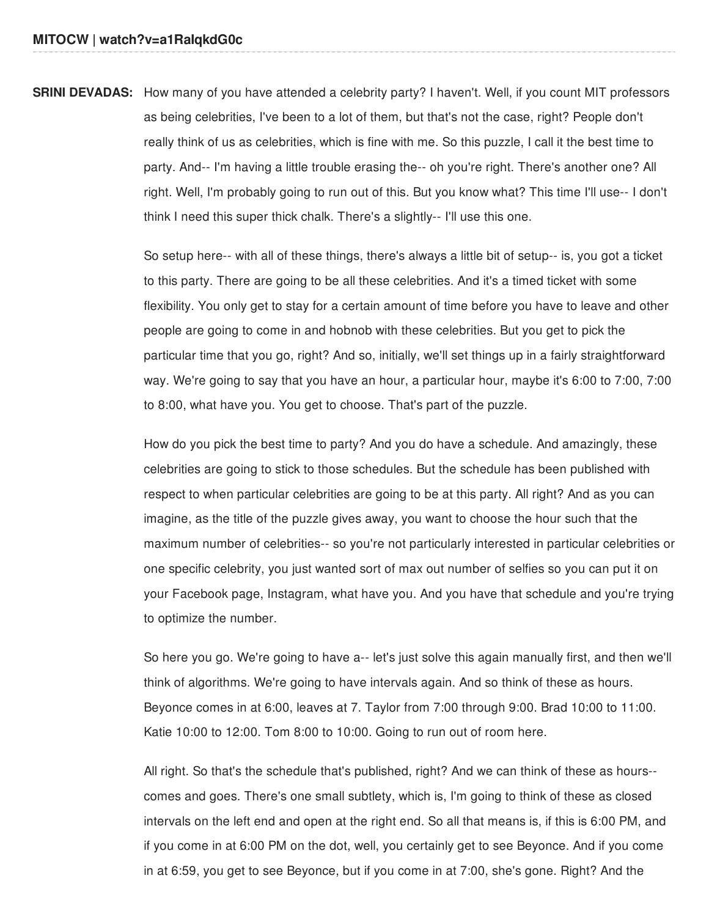**SRINI DEVADAS:** How many of you have attended a celebrity party? I haven't. Well, if you count MIT professors as being celebrities, I've been to a lot of them, but that's not the case, right? People don't really think of us as celebrities, which is fine with me. So this puzzle, I call it the best time to party. And-- I'm having a little trouble erasing the-- oh you're right. There's another one? All right. Well, I'm probably going to run out of this. But you know what? This time I'll use-- I don't think I need this super thick chalk. There's a slightly-- I'll use this one.

So setup here-- with all of these things, there's always a little bit of setup-- is, you got a ticket to this party. There are going to be all these celebrities. And it's a timed ticket with some flexibility. You only get to stay for a certain amount of time before you have to leave and other people are going to come in and hobnob with these celebrities. But you get to pick the particular time that you go, right? And so, initially, we'll set things up in a fairly straightforward way. We're going to say that you have an hour, a particular hour, maybe it's 6:00 to 7:00, 7:00 to 8:00, what have you. You get to choose. That's part of the puzzle.

How do you pick the best time to party? And you do have a schedule. And amazingly, these celebrities are going to stick to those schedules. But the schedule has been published with respect to when particular celebrities are going to be at this party. All right? And as you can imagine, as the title of the puzzle gives away, you want to choose the hour such that the maximum number of celebrities-- so you're not particularly interested in particular celebrities or one specific celebrity, you just wanted sort of max out number of selfies so you can put it on your Facebook page, Instagram, what have you. And you have that schedule and you're trying to optimize the number.

So here you go. We're going to have a-- let's just solve this again manually first, and then we'll think of algorithms. We're going to have intervals again. And so think of these as hours. Beyonce comes in at 6:00, leaves at 7. Taylor from 7:00 through 9:00. Brad 10:00 to 11:00. Katie 10:00 to 12:00. Tom 8:00 to 10:00. Going to run out of room here.

All right. So that's the schedule that's published, right? And we can think of these as hours-- comes and goes. There's one small subtlety, which is, I'm going to think of these as closed intervals on the left end and open at the right end. So all that means is, if this is 6:00 PM, and if you come in at 6:00 PM on the dot, well, you certainly get to see Beyonce. And if you come in at 6:59, you get to see Beyonce, but if you come in at 7:00, she's gone. Right? And the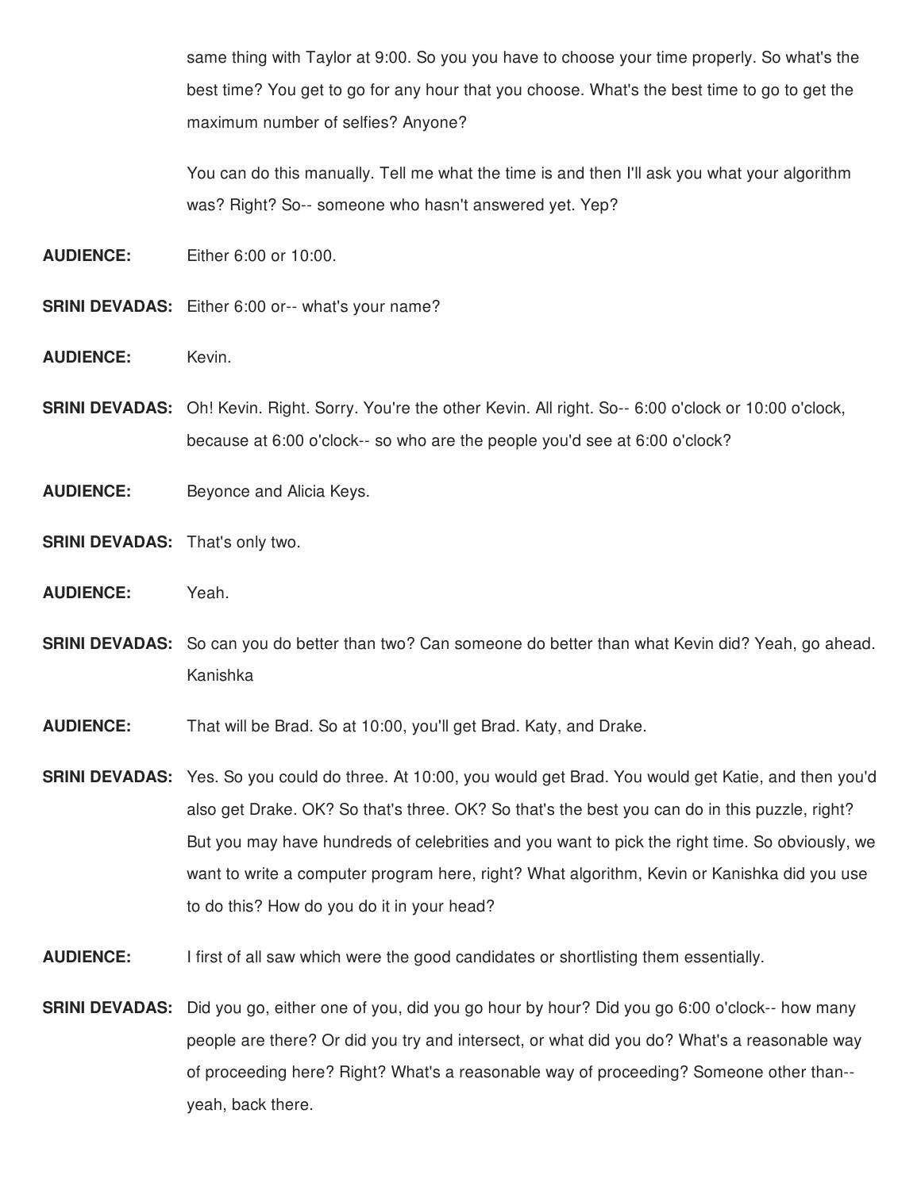same thing with Taylor at 9:00. So you you have to choose your time properly. So what's the best time? You get to go for any hour that you choose. What's the best time to go to get the maximum number of selfies? Anyone?

You can do this manually. Tell me what the time is and then I'll ask you what your algorithm was? Right? So-- someone who hasn't answered yet. Yep?

**AUDIENCE:** Either 6:00 or 10:00.

**SRINI DEVADAS:** Either 6:00 or-- what's your name?

**AUDIENCE:** Kevin.

**SRINI DEVADAS:** Oh! Kevin. Right. Sorry. You're the other Kevin. All right. So-- 6:00 o'clock or 10:00 o'clock, because at 6:00 o'clock-- so who are the people you'd see at 6:00 o'clock?

**AUDIENCE:** Beyonce and Alicia Keys.

**SRINI DEVADAS:** That's only two.

**AUDIENCE:** Yeah.

**SRINI DEVADAS:** So can you do better than two? Can someone do better than what Kevin did? Yeah, go ahead. Kanishka

**AUDIENCE:** That will be Brad. So at 10:00, you'll get Brad. Katy, and Drake.

**SRINI DEVADAS:** Yes. So you could do three. At 10:00, you would get Brad. You would get Katie, and then you'd also get Drake. OK? So that's three. OK? So that's the best you can do in this puzzle, right? But you may have hundreds of celebrities and you want to pick the right time. So obviously, we want to write a computer program here, right? What algorithm, Kevin or Kanishka did you use to do this? How do you do it in your head?

**AUDIENCE:** I first of all saw which were the good candidates or shortlisting them essentially.

**SRINI DEVADAS:** Did you go, either one of you, did you go hour by hour? Did you go 6:00 o'clock-- how many people are there? Or did you try and intersect, or what did you do? What's a reasonable way of proceeding here? Right? What's a reasonable way of proceeding? Someone other than-- yeah, back there.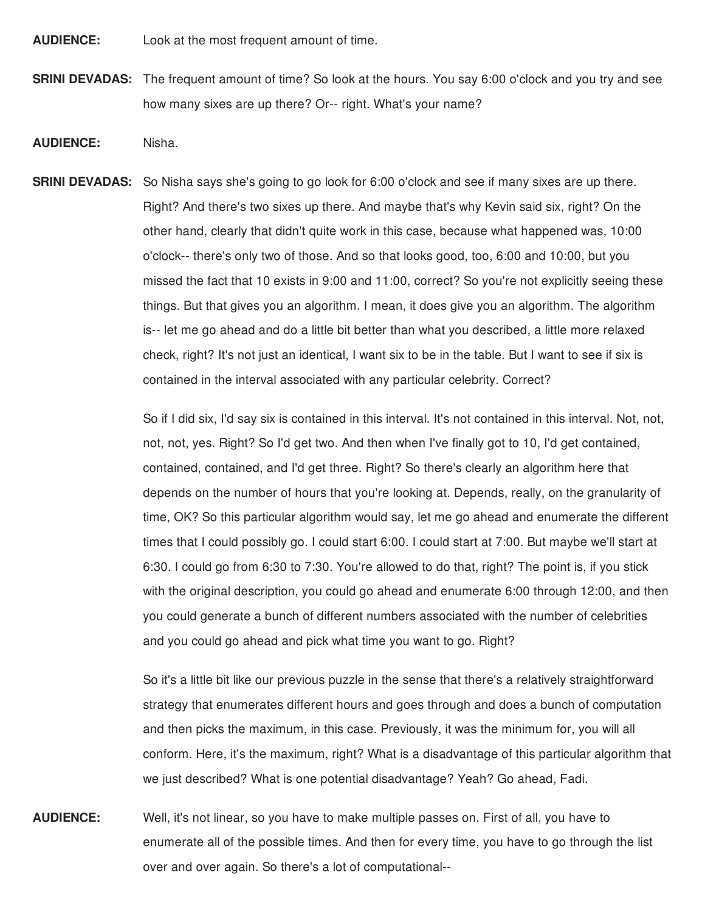**AUDIENCE:** Look at the most frequent amount of time.

**SRINI DEVADAS:** The frequent amount of time? So look at the hours. You say 6:00 o'clock and you try and see how many sixes are up there? Or-- right. What's your name?

**AUDIENCE:** Nisha.

**SRINI DEVADAS:** So Nisha says she's going to go look for 6:00 o'clock and see if many sixes are up there. Right? And there's two sixes up there. And maybe that's why Kevin said six, right? On the other hand, clearly that didn't quite work in this case, because what happened was, 10:00 o'clock-- there's only two of those. And so that looks good, too, 6:00 and 10:00, but you missed the fact that 10 exists in 9:00 and 11:00, correct? So you're not explicitly seeing these things. But that gives you an algorithm. I mean, it does give you an algorithm. The algorithm is-- let me go ahead and do a little bit better than what you described, a little more relaxed check, right? It's not just an identical, I want six to be in the table. But I want to see if six is contained in the interval associated with any particular celebrity. Correct?

So if I did six, I'd say six is contained in this interval. It's not contained in this interval. Not, not, not, not, yes. Right? So I'd get two. And then when I've finally got to 10, I'd get contained, contained, contained, and I'd get three. Right? So there's clearly an algorithm here that depends on the number of hours that you're looking at. Depends, really, on the granularity of time, OK? So this particular algorithm would say, let me go ahead and enumerate the different times that I could possibly go. I could start 6:00. I could start at 7:00. But maybe we'll start at 6:30. I could go from 6:30 to 7:30. You're allowed to do that, right? The point is, if you stick with the original description, you could go ahead and enumerate 6:00 through 12:00, and then you could generate a bunch of different numbers associated with the number of celebrities and you could go ahead and pick what time you want to go. Right?

So it's a little bit like our previous puzzle in the sense that there's a relatively straightforward strategy that enumerates different hours and goes through and does a bunch of computation and then picks the maximum, in this case. Previously, it was the minimum for, you will all conform. Here, it's the maximum, right? What is a disadvantage of this particular algorithm that we just described? What is one potential disadvantage? Yeah? Go ahead, Fadi.

**AUDIENCE:** Well, it's not linear, so you have to make multiple passes on. First of all, you have to enumerate all of the possible times. And then for every time, you have to go through the list over and over again. So there's a lot of computational--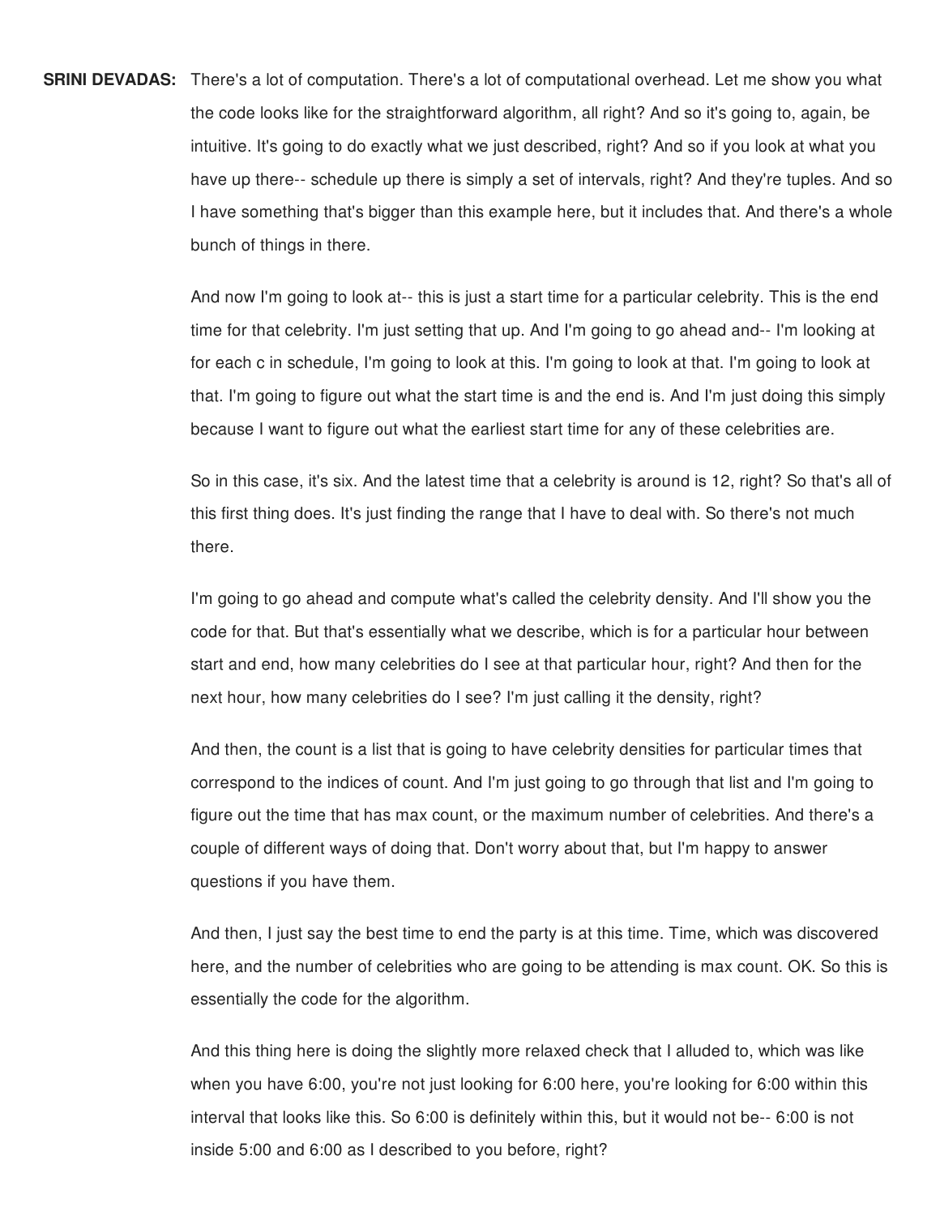**SRINI DEVADAS:** There's a lot of computation. There's a lot of computational overhead. Let me show you what the code looks like for the straightforward algorithm, all right? And so it's going to, again, be intuitive. It's going to do exactly what we just described, right? And so if you look at what you have up there-- schedule up there is simply a set of intervals, right? And they're tuples. And so I have something that's bigger than this example here, but it includes that. And there's a whole bunch of things in there.

And now I'm going to look at-- this is just a start time for a particular celebrity. This is the end time for that celebrity. I'm just setting that up. And I'm going to go ahead and-- I'm looking at for each c in schedule, I'm going to look at this. I'm going to look at that. I'm going to look at that. I'm going to figure out what the start time is and the end is. And I'm just doing this simply because I want to figure out what the earliest start time for any of these celebrities are.

So in this case, it's six. And the latest time that a celebrity is around is 12, right? So that's all of this first thing does. It's just finding the range that I have to deal with. So there's not much there.

I'm going to go ahead and compute what's called the celebrity density. And I'll show you the code for that. But that's essentially what we describe, which is for a particular hour between start and end, how many celebrities do I see at that particular hour, right? And then for the next hour, how many celebrities do I see? I'm just calling it the density, right?

And then, the count is a list that is going to have celebrity densities for particular times that correspond to the indices of count. And I'm just going to go through that list and I'm going to figure out the time that has max count, or the maximum number of celebrities. And there's a couple of different ways of doing that. Don't worry about that, but I'm happy to answer questions if you have them.

And then, I just say the best time to end the party is at this time. Time, which was discovered here, and the number of celebrities who are going to be attending is max count. OK. So this is essentially the code for the algorithm.

And this thing here is doing the slightly more relaxed check that I alluded to, which was like when you have 6:00, you're not just looking for 6:00 here, you're looking for 6:00 within this interval that looks like this. So 6:00 is definitely within this, but it would not be-- 6:00 is not inside 5:00 and 6:00 as I described to you before, right?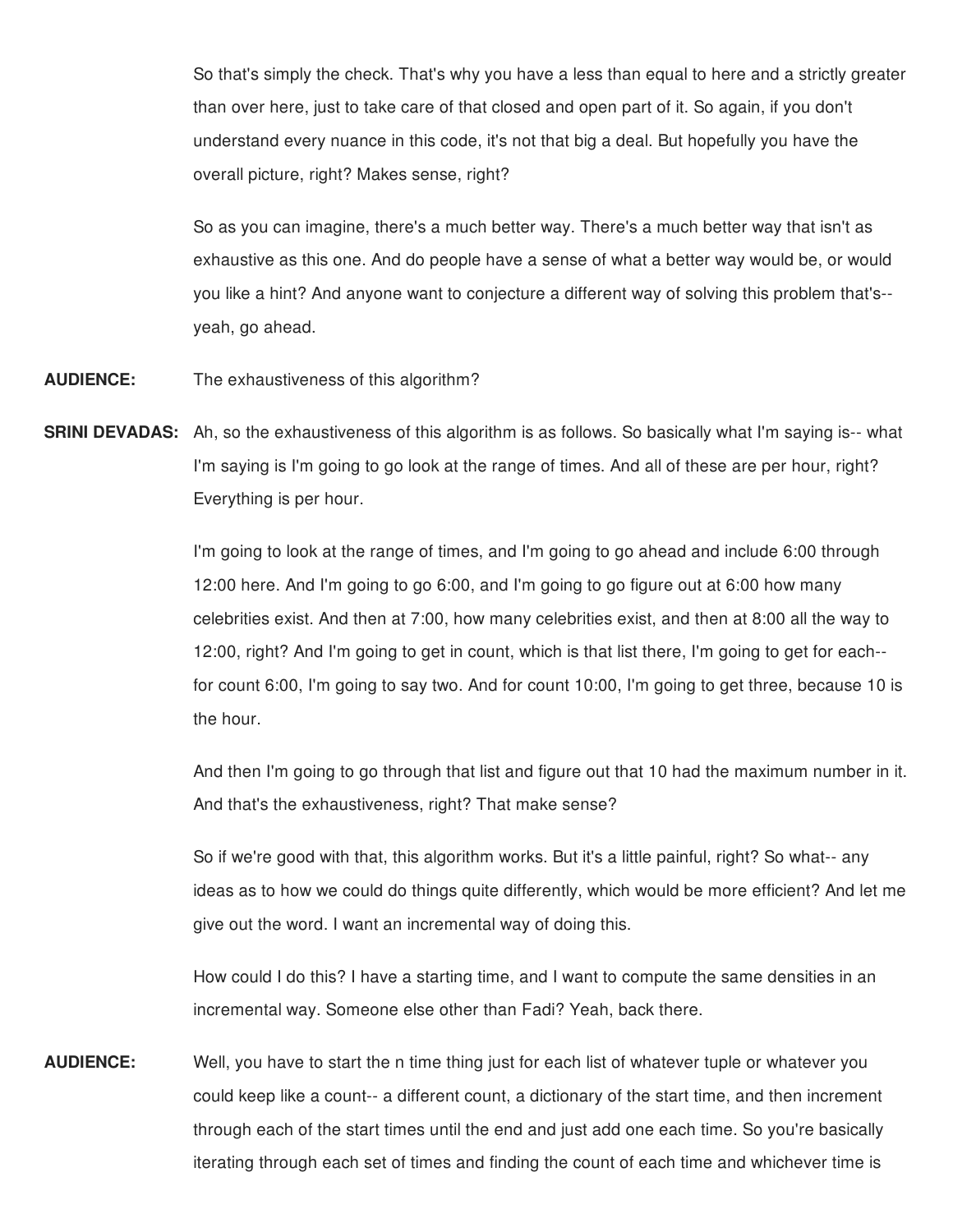So that's simply the check. That's why you have a less than equal to here and a strictly greater than over here, just to take care of that closed and open part of it. So again, if you don't understand every nuance in this code, it's not that big a deal. But hopefully you have the overall picture, right? Makes sense, right?

So as you can imagine, there's a much better way. There's a much better way that isn't as exhaustive as this one. And do people have a sense of what a better way would be, or would you like a hint? And anyone want to conjecture a different way of solving this problem that's-- yeah, go ahead.

**AUDIENCE:** The exhaustiveness of this algorithm?

**SRINI DEVADAS:** Ah, so the exhaustiveness of this algorithm is as follows. So basically what I'm saying is-- what I'm saying is I'm going to go look at the range of times. And all of these are per hour, right? Everything is per hour.

I'm going to look at the range of times, and I'm going to go ahead and include 6:00 through 12:00 here. And I'm going to go 6:00, and I'm going to go figure out at 6:00 how many celebrities exist. And then at 7:00, how many celebrities exist, and then at 8:00 all the way to 12:00, right? And I'm going to get in count, which is that list there, I'm going to get for each-- for count 6:00, I'm going to say two. And for count 10:00, I'm going to get three, because 10 is the hour.

And then I'm going to go through that list and figure out that 10 had the maximum number in it. And that's the exhaustiveness, right? That make sense?

So if we're good with that, this algorithm works. But it's a little painful, right? So what-- any ideas as to how we could do things quite differently, which would be more efficient? And let me give out the word. I want an incremental way of doing this.

How could I do this? I have a starting time, and I want to compute the same densities in an incremental way. Someone else other than Fadi? Yeah, back there.

**AUDIENCE:** Well, you have to start the n time thing just for each list of whatever tuple or whatever you could keep like a count-- a different count, a dictionary of the start time, and then increment through each of the start times until the end and just add one each time. So you're basically iterating through each set of times and finding the count of each time and whichever time is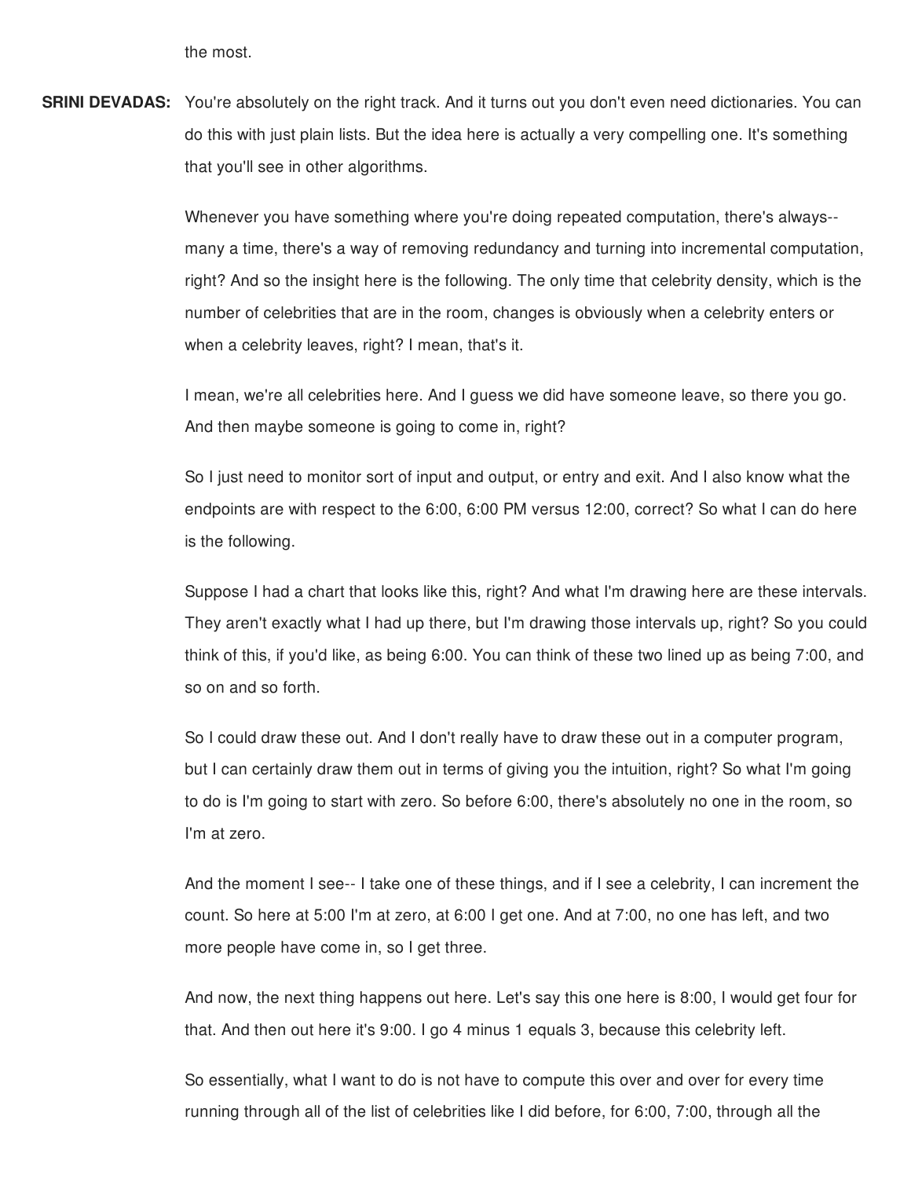the most.

**SRINI DEVADAS:** You're absolutely on the right track. And it turns out you don't even need dictionaries. You can do this with just plain lists. But the idea here is actually a very compelling one. It's something that you'll see in other algorithms.

Whenever you have something where you're doing repeated computation, there's always-- many a time, there's a way of removing redundancy and turning into incremental computation, right? And so the insight here is the following. The only time that celebrity density, which is the number of celebrities that are in the room, changes is obviously when a celebrity enters or when a celebrity leaves, right? I mean, that's it.

I mean, we're all celebrities here. And I guess we did have someone leave, so there you go. And then maybe someone is going to come in, right?

So I just need to monitor sort of input and output, or entry and exit. And I also know what the endpoints are with respect to the 6:00, 6:00 PM versus 12:00, correct? So what I can do here is the following.

Suppose I had a chart that looks like this, right? And what I'm drawing here are these intervals. They aren't exactly what I had up there, but I'm drawing those intervals up, right? So you could think of this, if you'd like, as being 6:00. You can think of these two lined up as being 7:00, and so on and so forth.

So I could draw these out. And I don't really have to draw these out in a computer program, but I can certainly draw them out in terms of giving you the intuition, right? So what I'm going to do is I'm going to start with zero. So before 6:00, there's absolutely no one in the room, so I'm at zero.

And the moment I see-- I take one of these things, and if I see a celebrity, I can increment the count. So here at 5:00 I'm at zero, at 6:00 I get one. And at 7:00, no one has left, and two more people have come in, so I get three.

And now, the next thing happens out here. Let's say this one here is 8:00, I would get four for that. And then out here it's 9:00. I go 4 minus 1 equals 3, because this celebrity left.

So essentially, what I want to do is not have to compute this over and over for every time running through all of the list of celebrities like I did before, for 6:00, 7:00, through all the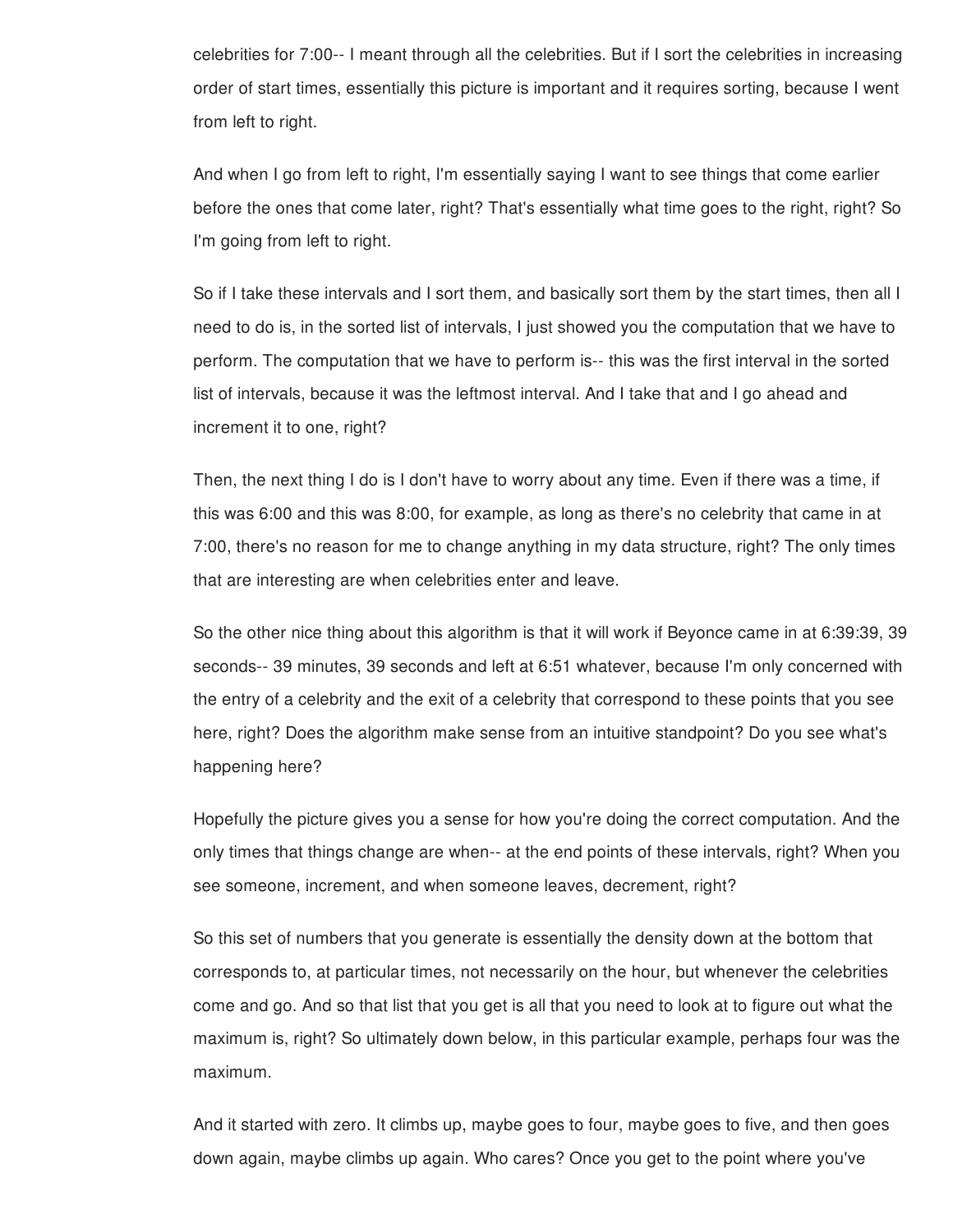celebrities for 7:00-- I meant through all the celebrities. But if I sort the celebrities in increasing order of start times, essentially this picture is important and it requires sorting, because I went from left to right.

And when I go from left to right, I'm essentially saying I want to see things that come earlier before the ones that come later, right? That's essentially what time goes to the right, right? So I'm going from left to right.

So if I take these intervals and I sort them, and basically sort them by the start times, then all I need to do is, in the sorted list of intervals, I just showed you the computation that we have to perform. The computation that we have to perform is-- this was the first interval in the sorted list of intervals, because it was the leftmost interval. And I take that and I go ahead and increment it to one, right?

Then, the next thing I do is I don't have to worry about any time. Even if there was a time, if this was 6:00 and this was 8:00, for example, as long as there's no celebrity that came in at 7:00, there's no reason for me to change anything in my data structure, right? The only times that are interesting are when celebrities enter and leave.

So the other nice thing about this algorithm is that it will work if Beyonce came in at 6:39:39, 39 seconds-- 39 minutes, 39 seconds and left at 6:51 whatever, because I'm only concerned with the entry of a celebrity and the exit of a celebrity that correspond to these points that you see here, right? Does the algorithm make sense from an intuitive standpoint? Do you see what's happening here?

Hopefully the picture gives you a sense for how you're doing the correct computation. And the only times that things change are when-- at the end points of these intervals, right? When you see someone, increment, and when someone leaves, decrement, right?

So this set of numbers that you generate is essentially the density down at the bottom that corresponds to, at particular times, not necessarily on the hour, but whenever the celebrities come and go. And so that list that you get is all that you need to look at to figure out what the maximum is, right? So ultimately down below, in this particular example, perhaps four was the maximum.

And it started with zero. It climbs up, maybe goes to four, maybe goes to five, and then goes down again, maybe climbs up again. Who cares? Once you get to the point where you've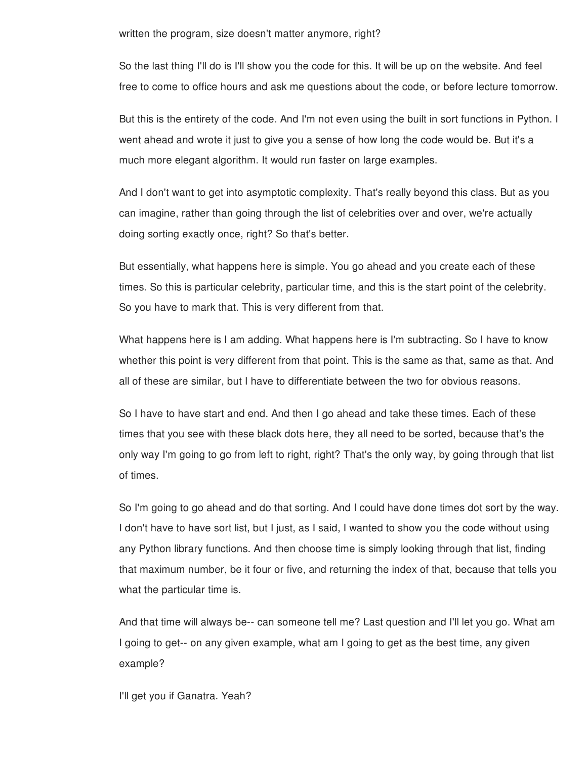written the program, size doesn't matter anymore, right?

So the last thing I'll do is I'll show you the code for this. It will be up on the website. And feel free to come to office hours and ask me questions about the code, or before lecture tomorrow.

But this is the entirety of the code. And I'm not even using the built in sort functions in Python. I went ahead and wrote it just to give you a sense of how long the code would be. But it's a much more elegant algorithm. It would run faster on large examples.

And I don't want to get into asymptotic complexity. That's really beyond this class. But as you can imagine, rather than going through the list of celebrities over and over, we're actually doing sorting exactly once, right? So that's better.

But essentially, what happens here is simple. You go ahead and you create each of these times. So this is particular celebrity, particular time, and this is the start point of the celebrity. So you have to mark that. This is very different from that.

What happens here is I am adding. What happens here is I'm subtracting. So I have to know whether this point is very different from that point. This is the same as that, same as that. And all of these are similar, but I have to differentiate between the two for obvious reasons.

So I have to have start and end. And then I go ahead and take these times. Each of these times that you see with these black dots here, they all need to be sorted, because that's the only way I'm going to go from left to right, right? That's the only way, by going through that list of times.

So I'm going to go ahead and do that sorting. And I could have done times dot sort by the way. I don't have to have sort list, but I just, as I said, I wanted to show you the code without using any Python library functions. And then choose time is simply looking through that list, finding that maximum number, be it four or five, and returning the index of that, because that tells you what the particular time is.

And that time will always be-- can someone tell me? Last question and I'll let you go. What am I going to get-- on any given example, what am I going to get as the best time, any given example?

I'll get you if Ganatra. Yeah?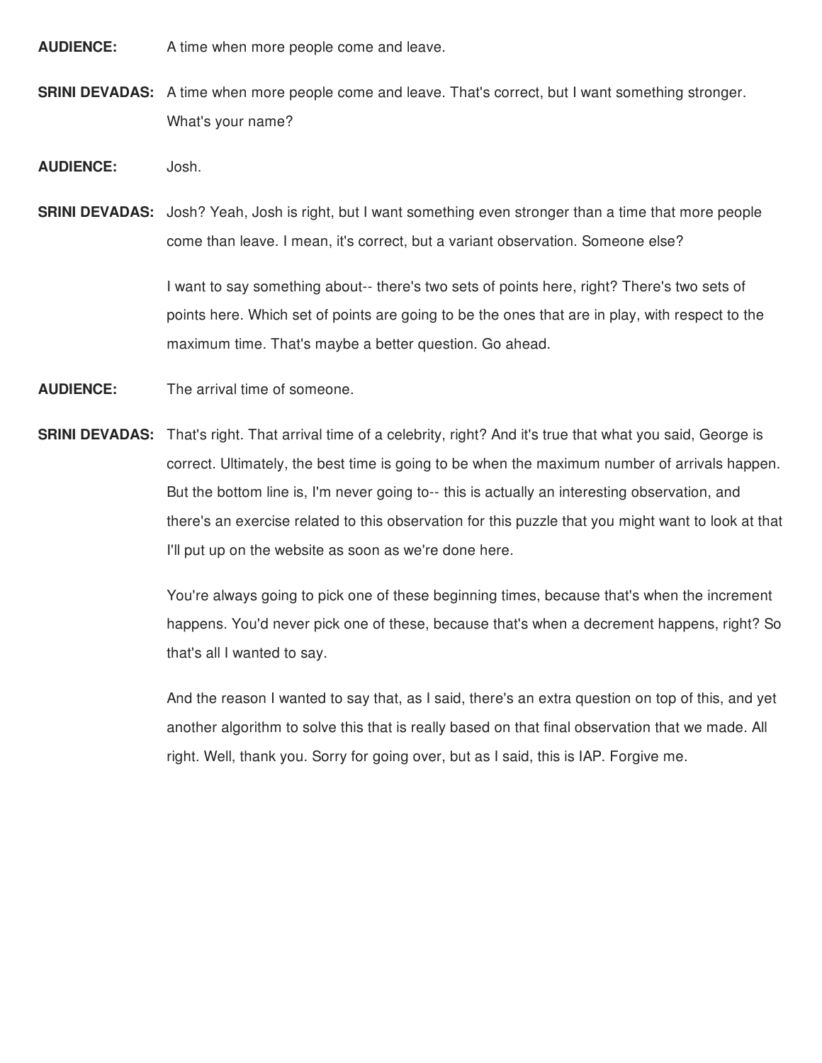**AUDIENCE:** A time when more people come and leave.

**SRINI DEVADAS:** A time when more people come and leave. That's correct, but I want something stronger. What's your name?

**AUDIENCE:** Josh.

**SRINI DEVADAS:** Josh? Yeah, Josh is right, but I want something even stronger than a time that more people come than leave. I mean, it's correct, but a variant observation. Someone else?

I want to say something about-- there's two sets of points here, right? There's two sets of points here. Which set of points are going to be the ones that are in play, with respect to the maximum time. That's maybe a better question. Go ahead.

**AUDIENCE:** The arrival time of someone.

**SRINI DEVADAS:** That's right. That arrival time of a celebrity, right? And it's true that what you said, George is correct. Ultimately, the best time is going to be when the maximum number of arrivals happen. But the bottom line is, I'm never going to-- this is actually an interesting observation, and there's an exercise related to this observation for this puzzle that you might want to look at that I'll put up on the website as soon as we're done here.

You're always going to pick one of these beginning times, because that's when the increment happens. You'd never pick one of these, because that's when a decrement happens, right? So that's all I wanted to say.

And the reason I wanted to say that, as I said, there's an extra question on top of this, and yet another algorithm to solve this that is really based on that final observation that we made. All right. Well, thank you. Sorry for going over, but as I said, this is IAP. Forgive me.